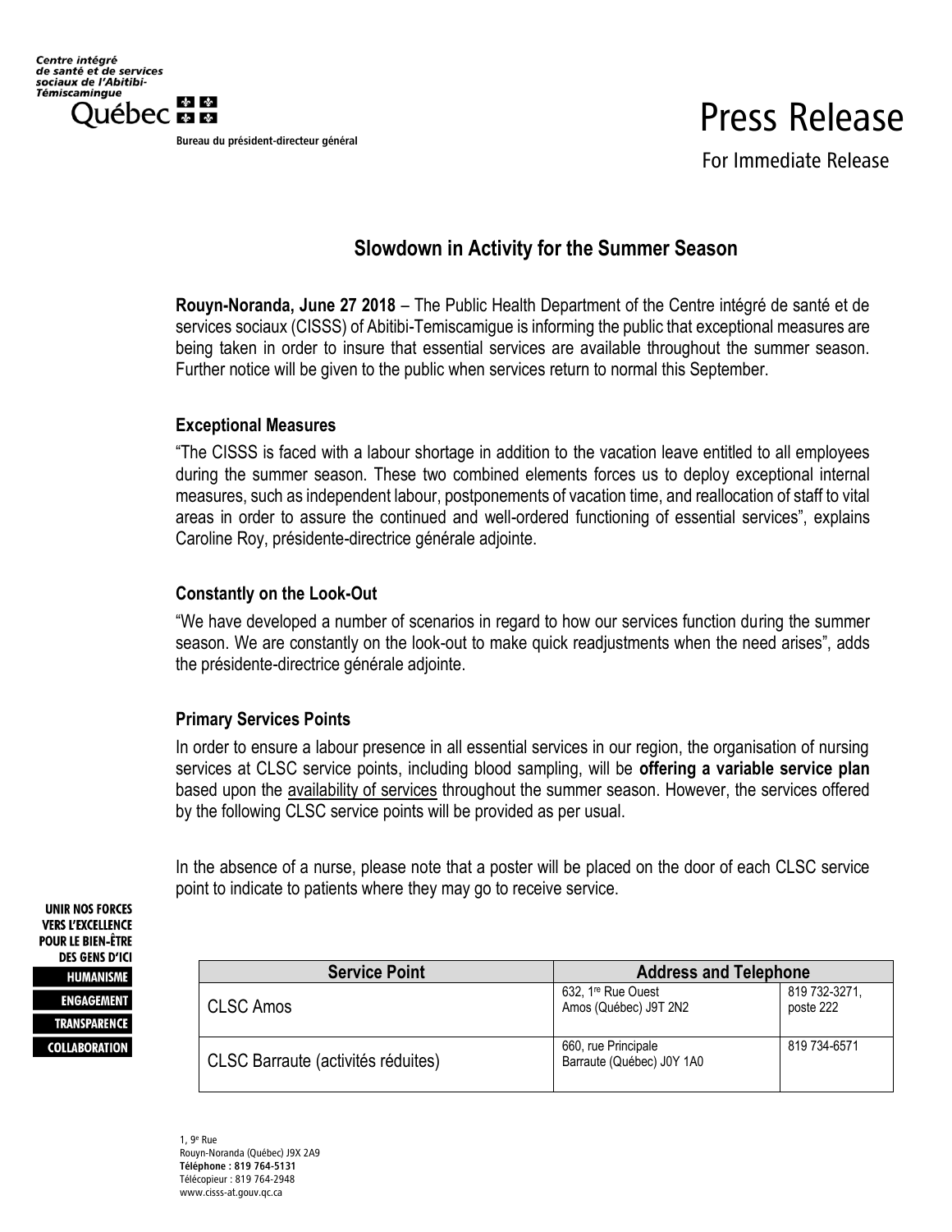Centre intégré de santé et de services sociaux de l'Abitibi-Témiscamingue

Québec

Bureau du président-directeur général

# Press Release

For Immediate Release

## Slowdown in Activity for the Summer Season

**Rouyn-Noranda, June 27 2018** – The Public Health Department of the Centre intégré de santé et de services sociaux (CISSS) of Abitibi-Temiscamigue is informing the public that exceptional measures are being taken in order to insure that essential services are available throughout the summer season. Further notice will be given to the public when services return to normal this September.

### Exceptional Measures

"The CISSS is faced with a labour shortage in addition to the vacation leave entitled to all employees during the summer season. These two combined elements forces us to deploy exceptional internal measures, such as independent labour, postponements of vacation time, and reallocation of staff to vital areas in order to assure the continued and well-ordered functioning of essential services", explains Caroline Roy, présidente-directrice générale adjointe.

### Constantly on the Look-Out

"We have developed a number of scenarios in regard to how our services function during the summer season. We are constantly on the look-out to make quick readjustments when the need arises", adds the présidente-directrice générale adjointe.

### Primary Services Points

In order to ensure a labour presence in all essential services in our region, the organisation of nursing services at CLSC service points, including blood sampling, will be **offering a variable service plan** based upon the availability of services throughout the summer season. However, the services offered by the following CLSC service points will be provided as per usual.

In the absence of a nurse, please note that a poster will be placed on the door of each CLSC service point to indicate to patients where they may go to receive service.

UNIR NOS FORCES VERS L'EXCELLENCE POUR LE BIEN-ÊTRE DES GENS D'ICI

HUMANISME

ENGAGEMENT

TRANSPARENCE

COLLABORATION

| Service Point | Address and Telephone | |
|---|---|---|
| CLSC Amos | 632, 1re Rue Ouest<br>Amos (Québec) J9T 2N2 | 819 732-3271, poste 222 |
| CLSC Barraute (activités réduites) | 660, rue Principale<br>Barraute (Québec) J0Y 1A0 | 819 734-6571 |

1, 9e Rue
Rouyn-Noranda (Québec) J9X 2A9
**Téléphone : 819 764-5131**
Télécopieur : 819 764-2948
www.cisss-at.gouv.qc.ca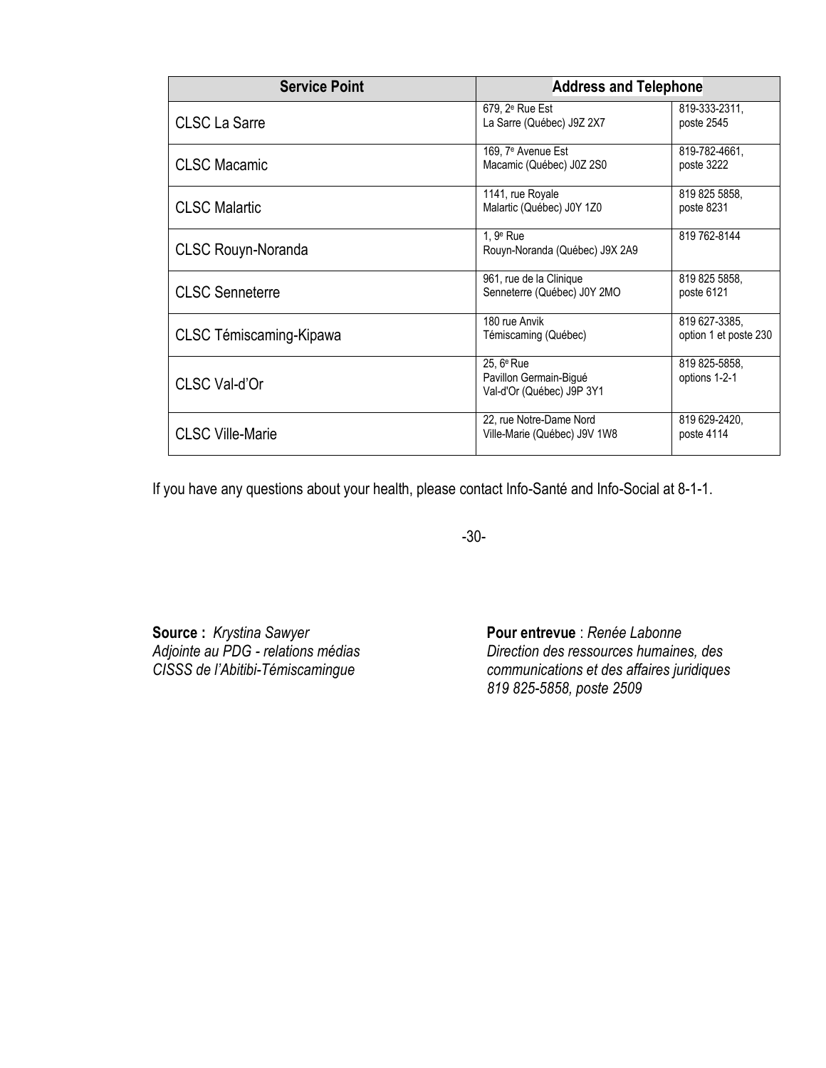| Service Point | Address and Telephone | |
|---|---|---|
| CLSC La Sarre | 679, 2e Rue Est<br>La Sarre (Québec) J9Z 2X7 | 819-333-2311,<br>poste 2545 |
| CLSC Macamic | 169, 7e Avenue Est<br>Macamic (Québec) J0Z 2S0 | 819-782-4661,<br>poste 3222 |
| CLSC Malartic | 1141, rue Royale<br>Malartic (Québec) J0Y 1Z0 | 819 825 5858,<br>poste 8231 |
| CLSC Rouyn-Noranda | 1, 9e Rue<br>Rouyn-Noranda (Québec) J9X 2A9 | 819 762-8144 |
| CLSC Senneterre | 961, rue de la Clinique<br>Senneterre (Québec) J0Y 2MO | 819 825 5858,<br>poste 6121 |
| CLSC Témiscaming-Kipawa | 180 rue Anvik<br>Témiscaming (Québec) | 819 627-3385,<br>option 1 et poste 230 |
| CLSC Val-d'Or | 25, 6e Rue<br>Pavillon Germain-Bigué<br>Val-d'Or (Québec) J9P 3Y1 | 819 825-5858,<br>options 1-2-1 |
| CLSC Ville-Marie | 22, rue Notre-Dame Nord<br>Ville-Marie (Québec) J9V 1W8 | 819 629-2420,<br>poste 4114 |

If you have any questions about your health, please contact Info-Santé and Info-Social at 8-1-1.

-30-

**Source :** *Krystina Sawyer*
*Adjointe au PDG - relations médias*
*CISSS de l'Abitibi-Témiscamingue*

**Pour entrevue** : *Renée Labonne*
*Direction des ressources humaines, des communications et des affaires juridiques*
*819 825-5858, poste 2509*